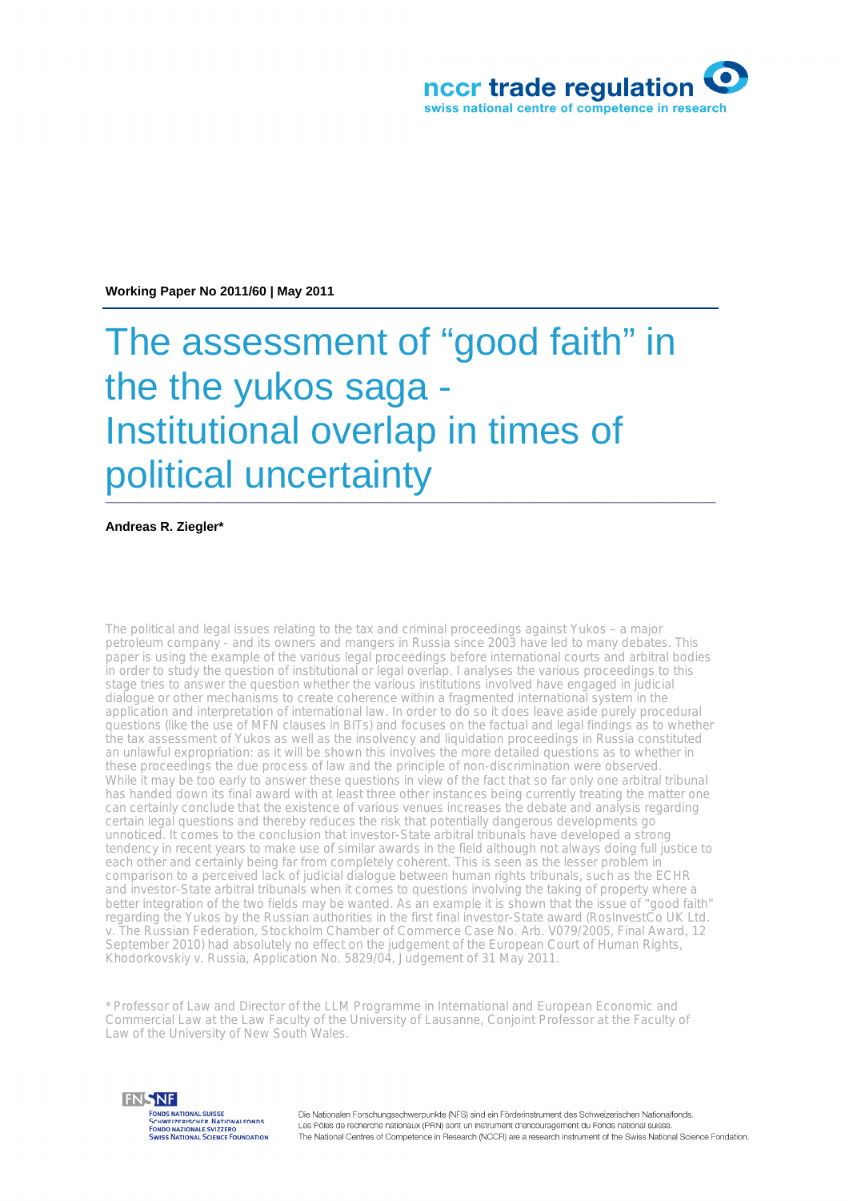nccr trade regulation
swiss national centre of competence in research

**Working Paper No 2011/60 | May 2011**

# The assessment of “good faith” in the the yukos saga - Institutional overlap in times of political uncertainty

**Andreas R. Ziegler***

The political and legal issues relating to the tax and criminal proceedings against Yukos – a major petroleum company - and its owners and mangers in Russia since 2003 have led to many debates. This paper is using the example of the various legal proceedings before international courts and arbitral bodies in order to study the question of institutional or legal overlap. I analyses the various proceedings to this stage tries to answer the question whether the various institutions involved have engaged in judicial dialogue or other mechanisms to create coherence within a fragmented international system in the application and interpretation of international law. In order to do so it does leave aside purely procedural questions (like the use of MFN clauses in BITs) and focuses on the factual and legal findings as to whether the tax assessment of Yukos as well as the insolvency and liquidation proceedings in Russia constituted an unlawful expropriation: as it will be shown this involves the more detailed questions as to whether in these proceedings the due process of law and the principle of non-discrimination were observed. While it may be too early to answer these questions in view of the fact that so far only one arbitral tribunal has handed down its final award with at least three other instances being currently treating the matter one can certainly conclude that the existence of various venues increases the debate and analysis regarding certain legal questions and thereby reduces the risk that potentially dangerous developments go unnoticed. It comes to the conclusion that investor-State arbitral tribunals have developed a strong tendency in recent years to make use of similar awards in the field although not always doing full justice to each other and certainly being far from completely coherent. This is seen as the lesser problem in comparison to a perceived lack of judicial dialogue between human rights tribunals, such as the ECHR and investor-State arbitral tribunals when it comes to questions involving the taking of property where a better integration of the two fields may be wanted. As an example it is shown that the issue of “good faith” regarding the Yukos by the Russian authorities in the first final investor-State award (RosInvestCo UK Ltd. v. The Russian Federation, Stockholm Chamber of Commerce Case No. Arb. V079/2005, Final Award, 12 September 2010) had absolutely no effect on the judgement of the European Court of Human Rights, Khodorkovskiy v. Russia, Application No. 5829/04, Judgement of 31 May 2011.

\* Professor of Law and Director of the LLM Programme in International and European Economic and Commercial Law at the Law Faculty of the University of Lausanne, Conjoint Professor at the Faculty of Law of the University of New South Wales.

FONDS NATIONAL SUISSE
SCHWEIZERISCHER NATIONALFONDS
FONDO NAZIONALE SVIZZERO
SWISS NATIONAL SCIENCE FOUNDATION

Die Nationalen Forschungsschwerpunkte (NFS) sind ein Förderinstrument des Schweizerischen Nationalfonds.
Les Pôles de recherche nationaux (PRN) sont un instrument d'encouragement du Fonds national suisse.
The National Centres of Competence in Research (NCCR) are a research instrument of the Swiss National Science Fondation.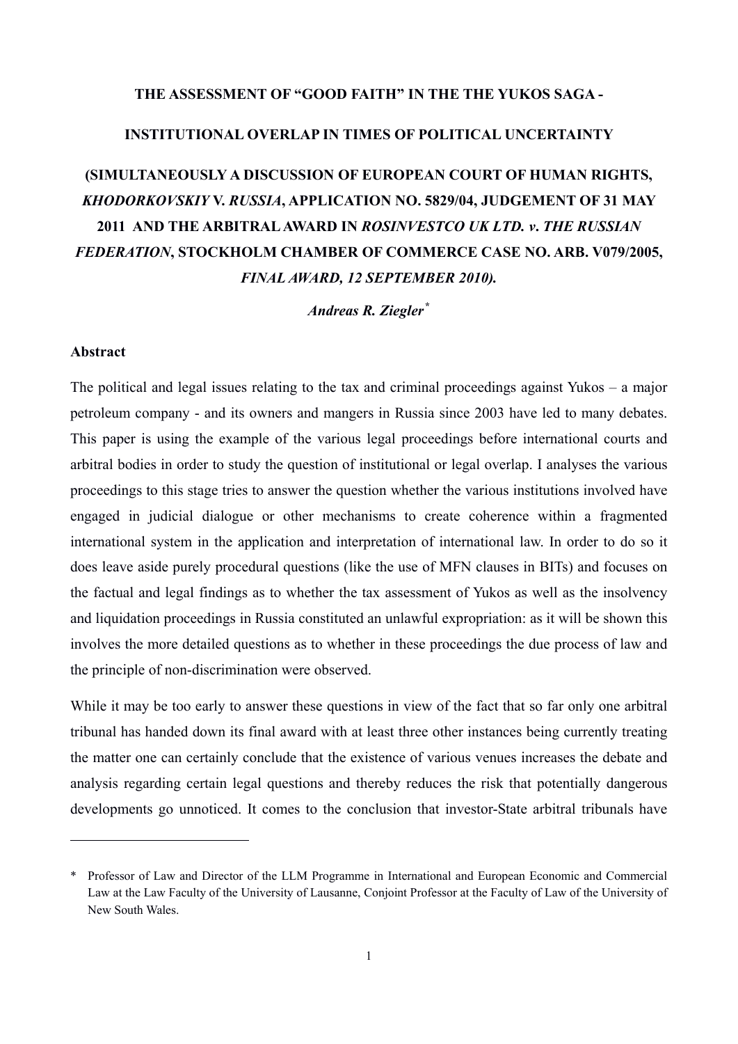**THE ASSESSMENT OF "GOOD FAITH" IN THE THE YUKOS SAGA -**

**INSTITUTIONAL OVERLAP IN TIMES OF POLITICAL UNCERTAINTY**

**(SIMULTANEOUSLY A DISCUSSION OF EUROPEAN COURT OF HUMAN RIGHTS, *KHODORKOVSKIY* V. *RUSSIA*, APPLICATION NO. 5829/04, JUDGEMENT OF 31 MAY 2011 AND THE ARBITRAL AWARD IN *ROSINVESTCO UK LTD. v. THE RUSSIAN FEDERATION*, STOCKHOLM CHAMBER OF COMMERCE CASE NO. ARB. V079/2005, *FINAL AWARD, 12 SEPTEMBER 2010).***

***Andreas R. Ziegler*** *

**Abstract**

The political and legal issues relating to the tax and criminal proceedings against Yukos – a major petroleum company - and its owners and mangers in Russia since 2003 have led to many debates. This paper is using the example of the various legal proceedings before international courts and arbitral bodies in order to study the question of institutional or legal overlap. I analyses the various proceedings to this stage tries to answer the question whether the various institutions involved have engaged in judicial dialogue or other mechanisms to create coherence within a fragmented international system in the application and interpretation of international law. In order to do so it does leave aside purely procedural questions (like the use of MFN clauses in BITs) and focuses on the factual and legal findings as to whether the tax assessment of Yukos as well as the insolvency and liquidation proceedings in Russia constituted an unlawful expropriation: as it will be shown this involves the more detailed questions as to whether in these proceedings the due process of law and the principle of non-discrimination were observed.

While it may be too early to answer these questions in view of the fact that so far only one arbitral tribunal has handed down its final award with at least three other instances being currently treating the matter one can certainly conclude that the existence of various venues increases the debate and analysis regarding certain legal questions and thereby reduces the risk that potentially dangerous developments go unnoticed. It comes to the conclusion that investor-State arbitral tribunals have

---

\* Professor of Law and Director of the LLM Programme in International and European Economic and Commercial Law at the Law Faculty of the University of Lausanne, Conjoint Professor at the Faculty of Law of the University of New South Wales.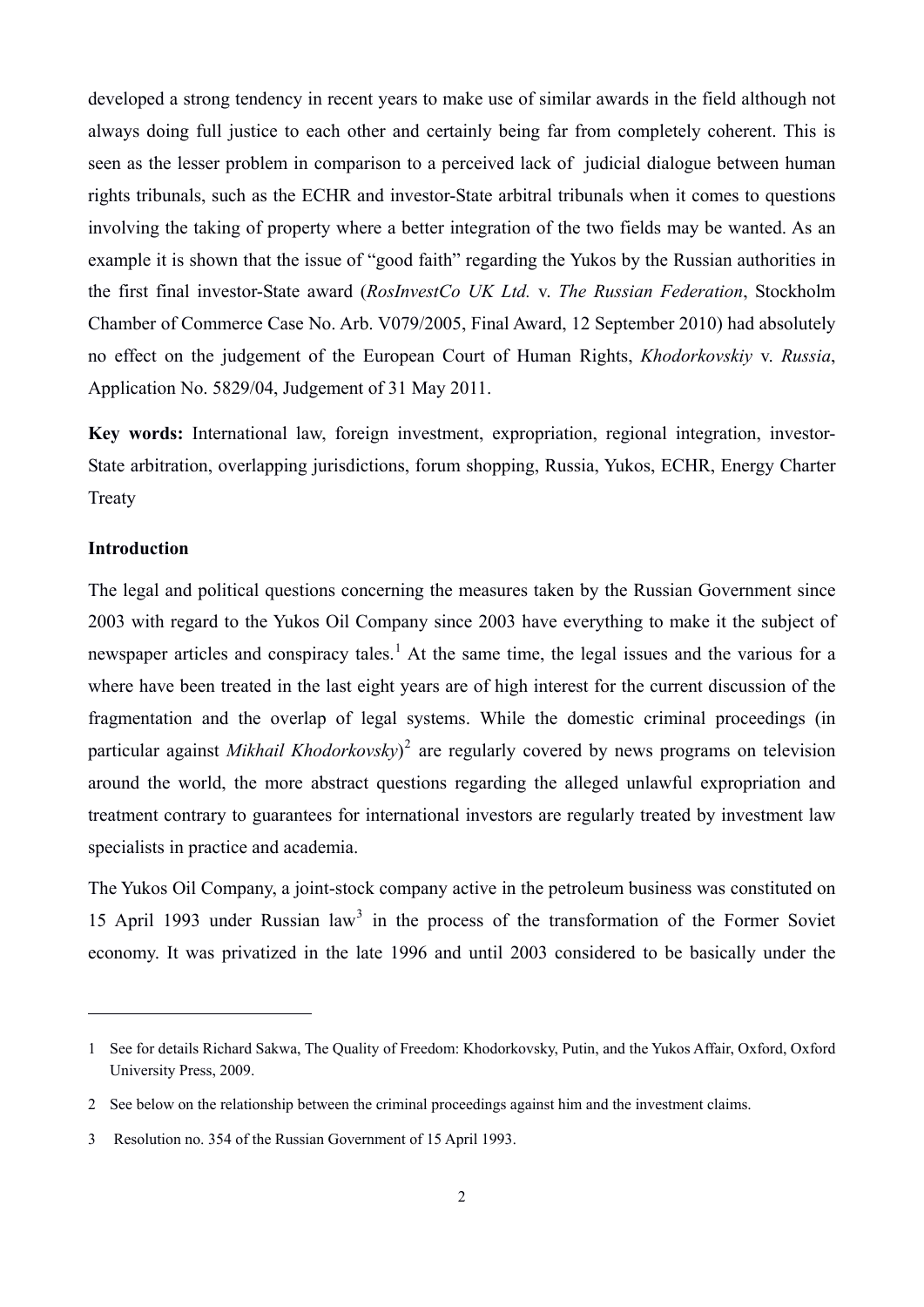developed a strong tendency in recent years to make use of similar awards in the field although not always doing full justice to each other and certainly being far from completely coherent. This is seen as the lesser problem in comparison to a perceived lack of judicial dialogue between human rights tribunals, such as the ECHR and investor-State arbitral tribunals when it comes to questions involving the taking of property where a better integration of the two fields may be wanted. As an example it is shown that the issue of "good faith" regarding the Yukos by the Russian authorities in the first final investor-State award (*RosInvestCo UK Ltd.* v. *The Russian Federation*, Stockholm Chamber of Commerce Case No. Arb. V079/2005, Final Award, 12 September 2010) had absolutely no effect on the judgement of the European Court of Human Rights, *Khodorkovskiy* v. *Russia*, Application No. 5829/04, Judgement of 31 May 2011.

**Key words:** International law, foreign investment, expropriation, regional integration, investor-State arbitration, overlapping jurisdictions, forum shopping, Russia, Yukos, ECHR, Energy Charter Treaty

**Introduction**

The legal and political questions concerning the measures taken by the Russian Government since 2003 with regard to the Yukos Oil Company since 2003 have everything to make it the subject of newspaper articles and conspiracy tales.[1] At the same time, the legal issues and the various for a where have been treated in the last eight years are of high interest for the current discussion of the fragmentation and the overlap of legal systems. While the domestic criminal proceedings (in particular against *Mikhail Khodorkovsky*)[2] are regularly covered by news programs on television around the world, the more abstract questions regarding the alleged unlawful expropriation and treatment contrary to guarantees for international investors are regularly treated by investment law specialists in practice and academia.

The Yukos Oil Company, a joint-stock company active in the petroleum business was constituted on 15 April 1993 under Russian law[3] in the process of the transformation of the Former Soviet economy. It was privatized in the late 1996 and until 2003 considered to be basically under the

---

1 See for details Richard Sakwa, The Quality of Freedom: Khodorkovsky, Putin, and the Yukos Affair, Oxford, Oxford University Press, 2009.

2 See below on the relationship between the criminal proceedings against him and the investment claims.

3 Resolution no. 354 of the Russian Government of 15 April 1993.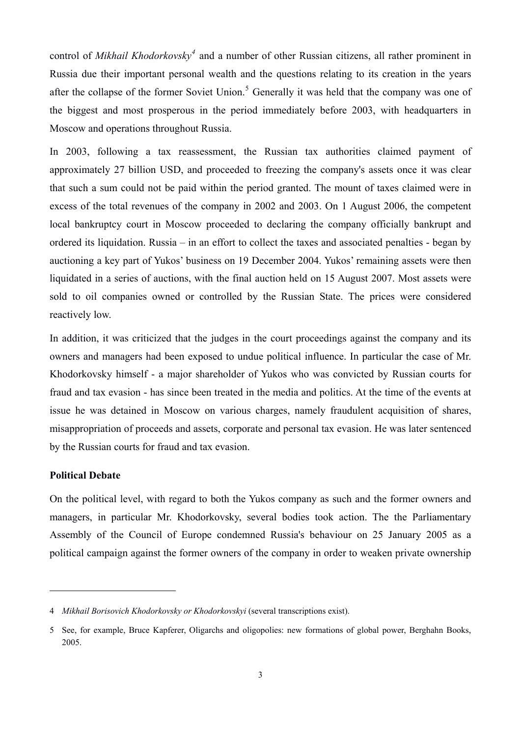control of *Mikhail Khodorkovsky*[4] and a number of other Russian citizens, all rather prominent in Russia due their important personal wealth and the questions relating to its creation in the years after the collapse of the former Soviet Union.[5] Generally it was held that the company was one of the biggest and most prosperous in the period immediately before 2003, with headquarters in Moscow and operations throughout Russia.

In 2003, following a tax reassessment, the Russian tax authorities claimed payment of approximately 27 billion USD, and proceeded to freezing the company's assets once it was clear that such a sum could not be paid within the period granted. The mount of taxes claimed were in excess of the total revenues of the company in 2002 and 2003. On 1 August 2006, the competent local bankruptcy court in Moscow proceeded to declaring the company officially bankrupt and ordered its liquidation. Russia – in an effort to collect the taxes and associated penalties - began by auctioning a key part of Yukos' business on 19 December 2004. Yukos' remaining assets were then liquidated in a series of auctions, with the final auction held on 15 August 2007. Most assets were sold to oil companies owned or controlled by the Russian State. The prices were considered reactively low.

In addition, it was criticized that the judges in the court proceedings against the company and its owners and managers had been exposed to undue political influence. In particular the case of Mr. Khodorkovsky himself - a major shareholder of Yukos who was convicted by Russian courts for fraud and tax evasion - has since been treated in the media and politics. At the time of the events at issue he was detained in Moscow on various charges, namely fraudulent acquisition of shares, misappropriation of proceeds and assets, corporate and personal tax evasion. He was later sentenced by the Russian courts for fraud and tax evasion.

**Political Debate**

On the political level, with regard to both the Yukos company as such and the former owners and managers, in particular Mr. Khodorkovsky, several bodies took action. The the Parliamentary Assembly of the Council of Europe condemned Russia's behaviour on 25 January 2005 as a political campaign against the former owners of the company in order to weaken private ownership

---

4 *Mikhail Borisovich Khodorkovsky or Khodorkovskyi* (several transcriptions exist).

5 See, for example, Bruce Kapferer, Oligarchs and oligopolies: new formations of global power, Berghahn Books, 2005.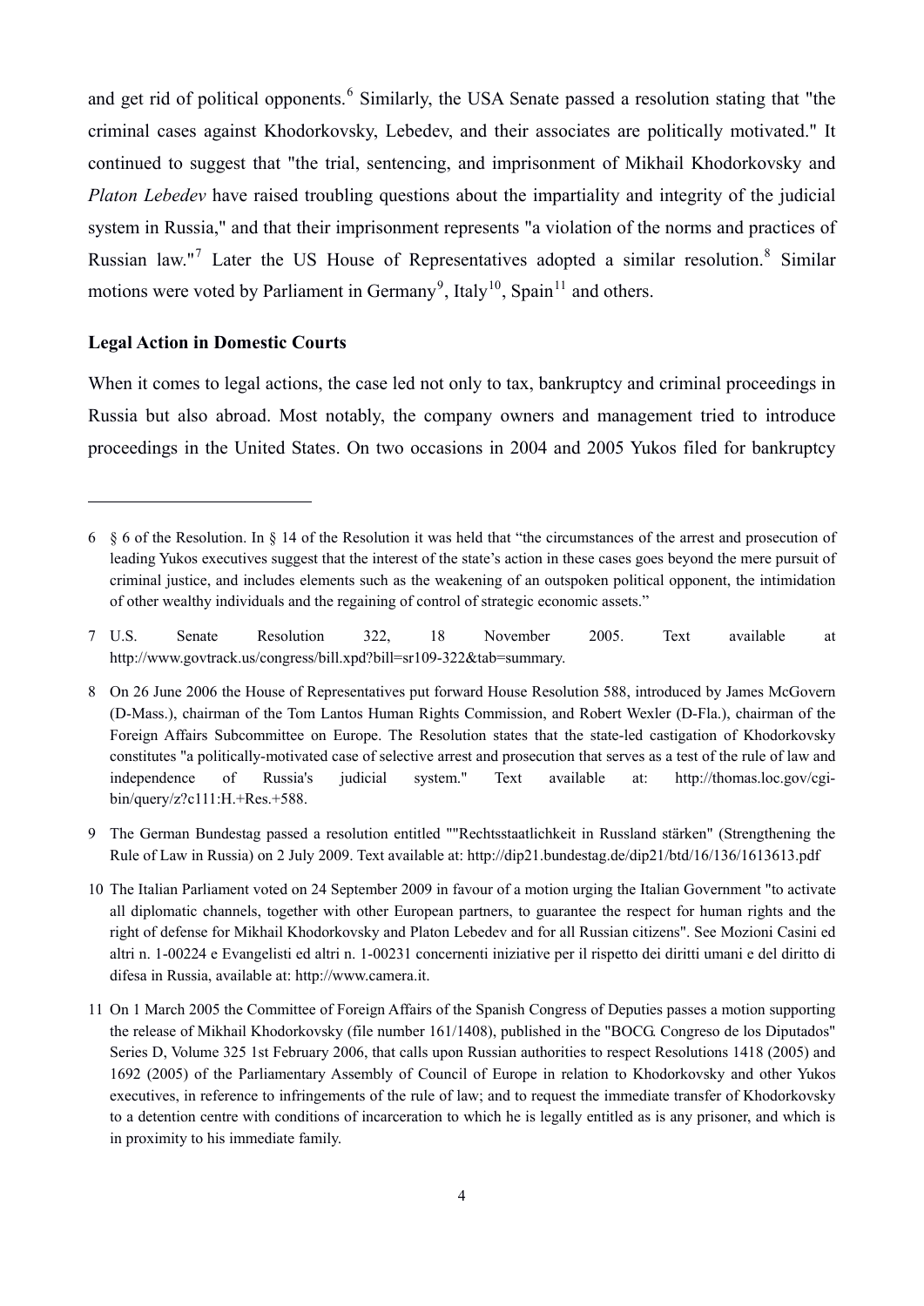and get rid of political opponents.[6] Similarly, the USA Senate passed a resolution stating that "the criminal cases against Khodorkovsky, Lebedev, and their associates are politically motivated." It continued to suggest that "the trial, sentencing, and imprisonment of Mikhail Khodorkovsky and *Platon Lebedev* have raised troubling questions about the impartiality and integrity of the judicial system in Russia," and that their imprisonment represents "a violation of the norms and practices of Russian law."[7] Later the US House of Representatives adopted a similar resolution.[8] Similar motions were voted by Parliament in Germany[9], Italy[10], Spain[11] and others.

**Legal Action in Domestic Courts**

When it comes to legal actions, the case led not only to tax, bankruptcy and criminal proceedings in Russia but also abroad. Most notably, the company owners and management tried to introduce proceedings in the United States. On two occasions in 2004 and 2005 Yukos filed for bankruptcy

---

6 § 6 of the Resolution. In § 14 of the Resolution it was held that "the circumstances of the arrest and prosecution of leading Yukos executives suggest that the interest of the state's action in these cases goes beyond the mere pursuit of criminal justice, and includes elements such as the weakening of an outspoken political opponent, the intimidation of other wealthy individuals and the regaining of control of strategic economic assets."

7 U.S. Senate Resolution 322, 18 November 2005. Text available at http://www.govtrack.us/congress/bill.xpd?bill=sr109-322&tab=summary.

8 On 26 June 2006 the House of Representatives put forward House Resolution 588, introduced by James McGovern (D-Mass.), chairman of the Tom Lantos Human Rights Commission, and Robert Wexler (D-Fla.), chairman of the Foreign Affairs Subcommittee on Europe. The Resolution states that the state-led castigation of Khodorkovsky constitutes "a politically-motivated case of selective arrest and prosecution that serves as a test of the rule of law and independence of Russia's judicial system." Text available at: http://thomas.loc.gov/cgi-bin/query/z?c111:H.+Res.+588.

9 The German Bundestag passed a resolution entitled ""Rechtsstaatlichkeit in Russland stärken" (Strengthening the Rule of Law in Russia) on 2 July 2009. Text available at: http://dip21.bundestag.de/dip21/btd/16/136/1613613.pdf

10 The Italian Parliament voted on 24 September 2009 in favour of a motion urging the Italian Government "to activate all diplomatic channels, together with other European partners, to guarantee the respect for human rights and the right of defense for Mikhail Khodorkovsky and Platon Lebedev and for all Russian citizens". See Mozioni Casini ed altri n. 1-00224 e Evangelisti ed altri n. 1-00231 concernenti iniziative per il rispetto dei diritti umani e del diritto di difesa in Russia, available at: http://www.camera.it.

11 On 1 March 2005 the Committee of Foreign Affairs of the Spanish Congress of Deputies passes a motion supporting the release of Mikhail Khodorkovsky (file number 161/1408), published in the "BOCG. Congreso de los Diputados" Series D, Volume 325 1st February 2006, that calls upon Russian authorities to respect Resolutions 1418 (2005) and 1692 (2005) of the Parliamentary Assembly of Council of Europe in relation to Khodorkovsky and other Yukos executives, in reference to infringements of the rule of law; and to request the immediate transfer of Khodorkovsky to a detention centre with conditions of incarceration to which he is legally entitled as is any prisoner, and which is in proximity to his immediate family.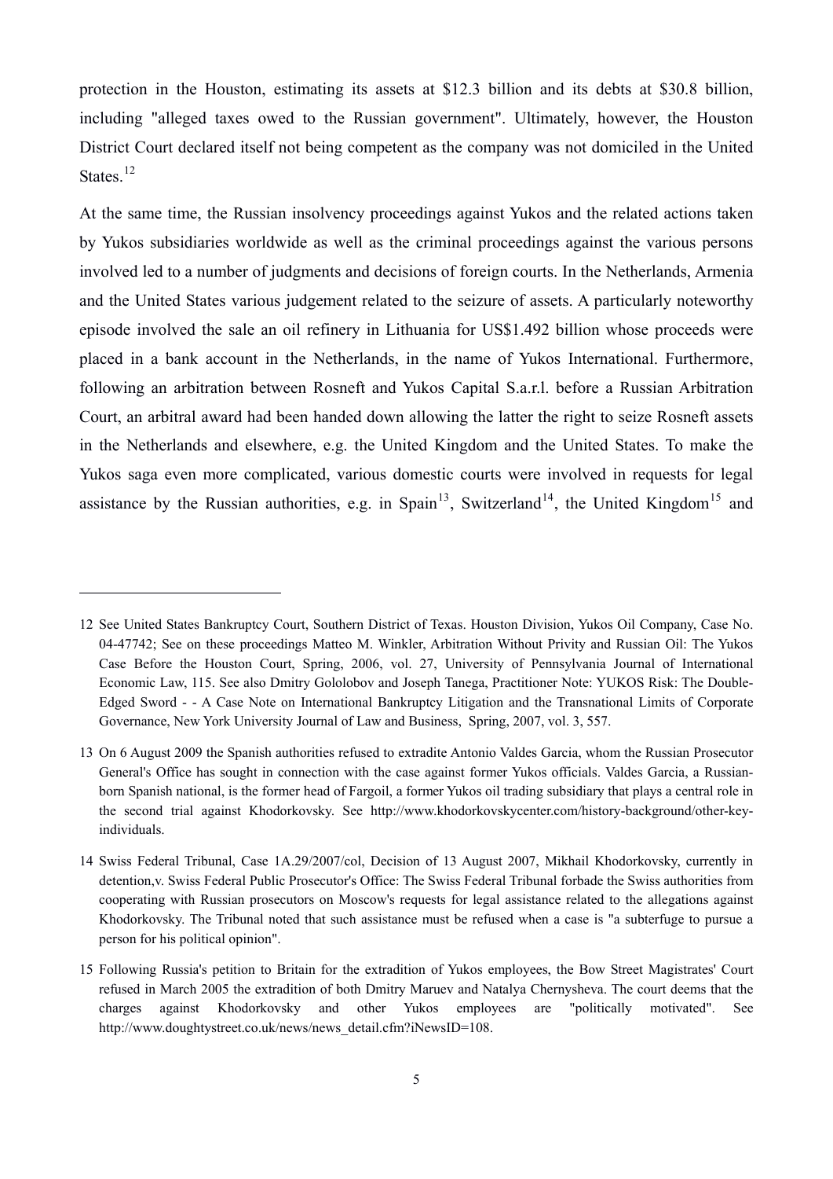protection in the Houston, estimating its assets at $12.3 billion and its debts at $30.8 billion, including "alleged taxes owed to the Russian government". Ultimately, however, the Houston District Court declared itself not being competent as the company was not domiciled in the United States.[12]

At the same time, the Russian insolvency proceedings against Yukos and the related actions taken by Yukos subsidiaries worldwide as well as the criminal proceedings against the various persons involved led to a number of judgments and decisions of foreign courts. In the Netherlands, Armenia and the United States various judgement related to the seizure of assets. A particularly noteworthy episode involved the sale an oil refinery in Lithuania for US$1.492 billion whose proceeds were placed in a bank account in the Netherlands, in the name of Yukos International. Furthermore, following an arbitration between Rosneft and Yukos Capital S.a.r.l. before a Russian Arbitration Court, an arbitral award had been handed down allowing the latter the right to seize Rosneft assets in the Netherlands and elsewhere, e.g. the United Kingdom and the United States. To make the Yukos saga even more complicated, various domestic courts were involved in requests for legal assistance by the Russian authorities, e.g. in Spain[13], Switzerland[14], the United Kingdom[15] and

---

12 See United States Bankruptcy Court, Southern District of Texas. Houston Division, Yukos Oil Company, Case No. 04-47742; See on these proceedings Matteo M. Winkler, Arbitration Without Privity and Russian Oil: The Yukos Case Before the Houston Court, Spring, 2006, vol. 27, University of Pennsylvania Journal of International Economic Law, 115. See also Dmitry Gololobov and Joseph Tanega, Practitioner Note: YUKOS Risk: The Double-Edged Sword - - A Case Note on International Bankruptcy Litigation and the Transnational Limits of Corporate Governance, New York University Journal of Law and Business, Spring, 2007, vol. 3, 557.

13 On 6 August 2009 the Spanish authorities refused to extradite Antonio Valdes Garcia, whom the Russian Prosecutor General's Office has sought in connection with the case against former Yukos officials. Valdes Garcia, a Russian-born Spanish national, is the former head of Fargoil, a former Yukos oil trading subsidiary that plays a central role in the second trial against Khodorkovsky. See http://www.khodorkovskycenter.com/history-background/other-key-individuals.

14 Swiss Federal Tribunal, Case 1A.29/2007/col, Decision of 13 August 2007, Mikhail Khodorkovsky, currently in detention,v. Swiss Federal Public Prosecutor's Office: The Swiss Federal Tribunal forbade the Swiss authorities from cooperating with Russian prosecutors on Moscow's requests for legal assistance related to the allegations against Khodorkovsky. The Tribunal noted that such assistance must be refused when a case is "a subterfuge to pursue a person for his political opinion".

15 Following Russia's petition to Britain for the extradition of Yukos employees, the Bow Street Magistrates' Court refused in March 2005 the extradition of both Dmitry Maruev and Natalya Chernysheva. The court deems that the charges against Khodorkovsky and other Yukos employees are "politically motivated". See http://www.doughtystreet.co.uk/news/news_detail.cfm?iNewsID=108.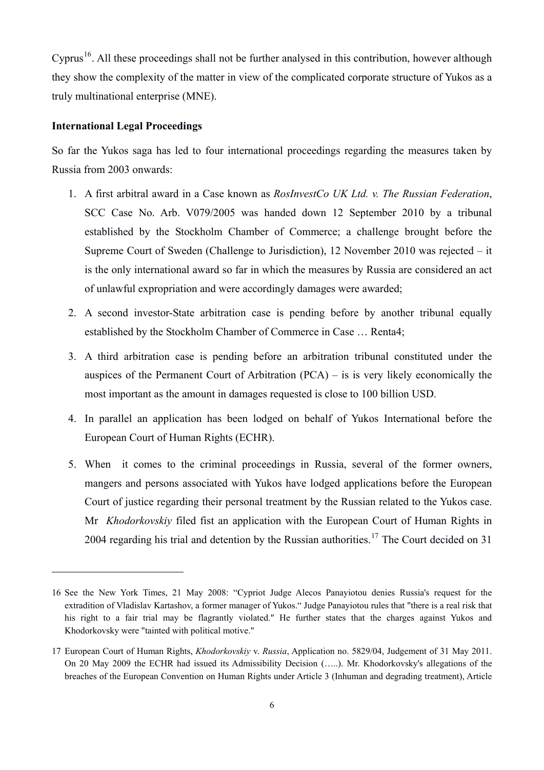Cyprus[16]. All these proceedings shall not be further analysed in this contribution, however although they show the complexity of the matter in view of the complicated corporate structure of Yukos as a truly multinational enterprise (MNE).

**International Legal Proceedings**

So far the Yukos saga has led to four international proceedings regarding the measures taken by Russia from 2003 onwards:

1. A first arbitral award in a Case known as *RosInvestCo UK Ltd. v. The Russian Federation*, SCC Case No. Arb. V079/2005 was handed down 12 September 2010 by a tribunal established by the Stockholm Chamber of Commerce; a challenge brought before the Supreme Court of Sweden (Challenge to Jurisdiction), 12 November 2010 was rejected – it is the only international award so far in which the measures by Russia are considered an act of unlawful expropriation and were accordingly damages were awarded;
2. A second investor-State arbitration case is pending before by another tribunal equally established by the Stockholm Chamber of Commerce in Case … Renta4;
3. A third arbitration case is pending before an arbitration tribunal constituted under the auspices of the Permanent Court of Arbitration (PCA) – is is very likely economically the most important as the amount in damages requested is close to 100 billion USD.
4. In parallel an application has been lodged on behalf of Yukos International before the European Court of Human Rights (ECHR).
5. When it comes to the criminal proceedings in Russia, several of the former owners, mangers and persons associated with Yukos have lodged applications before the European Court of justice regarding their personal treatment by the Russian related to the Yukos case. Mr *Khodorkovskiy* filed fist an application with the European Court of Human Rights in 2004 regarding his trial and detention by the Russian authorities.[17] The Court decided on 31

---

16 See the New York Times, 21 May 2008: "Cypriot Judge Alecos Panayiotou denies Russia's request for the extradition of Vladislav Kartashov, a former manager of Yukos." Judge Panayiotou rules that "there is a real risk that his right to a fair trial may be flagrantly violated." He further states that the charges against Yukos and Khodorkovsky were "tainted with political motive."

17 European Court of Human Rights, *Khodorkovskiy* v. *Russia*, Application no. 5829/04, Judgement of 31 May 2011. On 20 May 2009 the ECHR had issued its Admissibility Decision (…..). Mr. Khodorkovsky's allegations of the breaches of the European Convention on Human Rights under Article 3 (Inhuman and degrading treatment), Article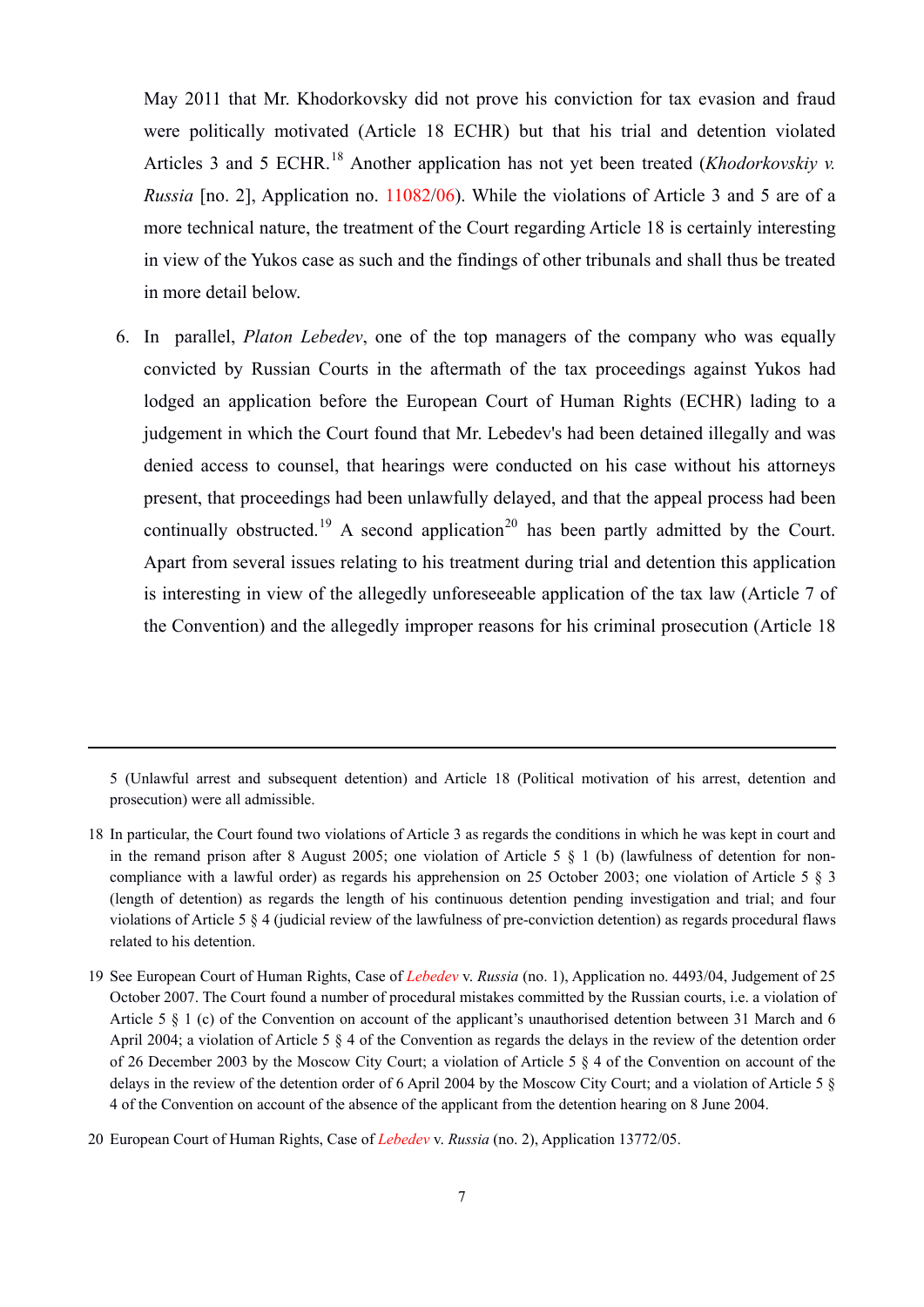May 2011 that Mr. Khodorkovsky did not prove his conviction for tax evasion and fraud were politically motivated (Article 18 ECHR) but that his trial and detention violated Articles 3 and 5 ECHR.[18] Another application has not yet been treated (*Khodorkovskiy v. Russia* [no. 2], Application no. 11082/06). While the violations of Article 3 and 5 are of a more technical nature, the treatment of the Court regarding Article 18 is certainly interesting in view of the Yukos case as such and the findings of other tribunals and shall thus be treated in more detail below.

6. In parallel, *Platon Lebedev*, one of the top managers of the company who was equally convicted by Russian Courts in the aftermath of the tax proceedings against Yukos had lodged an application before the European Court of Human Rights (ECHR) lading to a judgement in which the Court found that Mr. Lebedev's had been detained illegally and was denied access to counsel, that hearings were conducted on his case without his attorneys present, that proceedings had been unlawfully delayed, and that the appeal process had been continually obstructed.[19] A second application[20] has been partly admitted by the Court. Apart from several issues relating to his treatment during trial and detention this application is interesting in view of the allegedly unforeseeable application of the tax law (Article 7 of the Convention) and the allegedly improper reasons for his criminal prosecution (Article 18

---

5 (Unlawful arrest and subsequent detention) and Article 18 (Political motivation of his arrest, detention and prosecution) were all admissible.

18 In particular, the Court found two violations of Article 3 as regards the conditions in which he was kept in court and in the remand prison after 8 August 2005; one violation of Article 5 § 1 (b) (lawfulness of detention for non-compliance with a lawful order) as regards his apprehension on 25 October 2003; one violation of Article 5 § 3 (length of detention) as regards the length of his continuous detention pending investigation and trial; and four violations of Article 5 § 4 (judicial review of the lawfulness of pre-conviction detention) as regards procedural flaws related to his detention.

19 See European Court of Human Rights, Case of *Lebedev* v. *Russia* (no. 1), Application no. 4493/04, Judgement of 25 October 2007. The Court found a number of procedural mistakes committed by the Russian courts, i.e. a violation of Article 5 § 1 (c) of the Convention on account of the applicant's unauthorised detention between 31 March and 6 April 2004; a violation of Article 5 § 4 of the Convention as regards the delays in the review of the detention order of 26 December 2003 by the Moscow City Court; a violation of Article 5 § 4 of the Convention on account of the delays in the review of the detention order of 6 April 2004 by the Moscow City Court; and a violation of Article 5 § 4 of the Convention on account of the absence of the applicant from the detention hearing on 8 June 2004.

20 European Court of Human Rights, Case of *Lebedev* v. *Russia* (no. 2), Application 13772/05.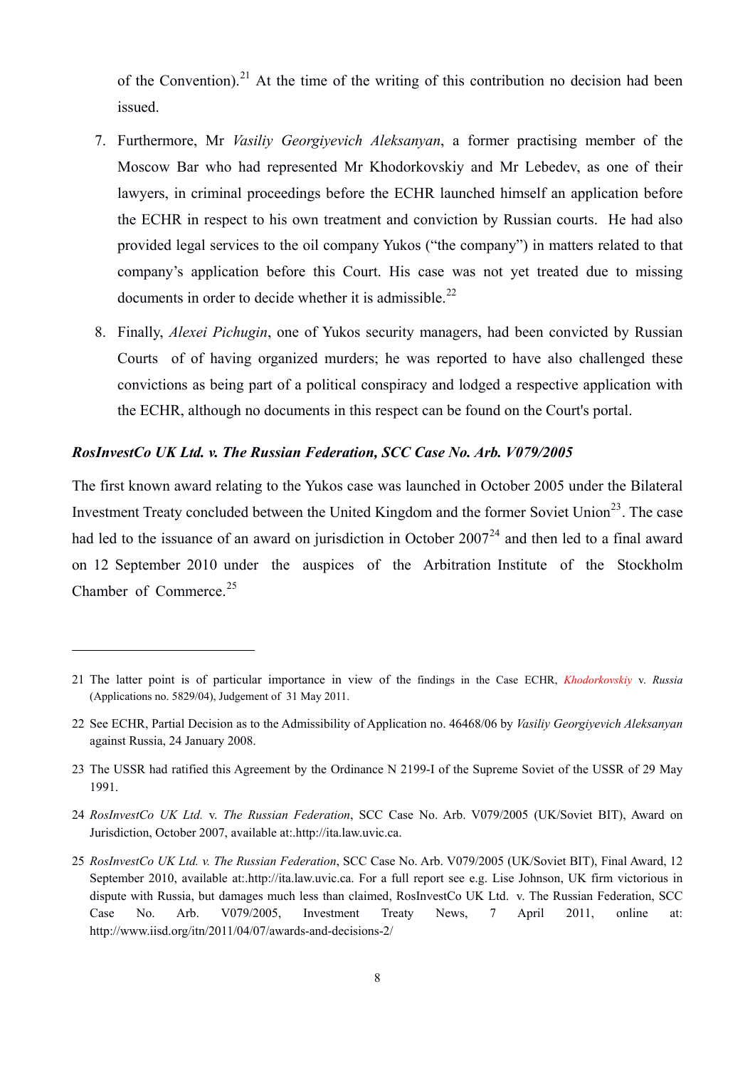of the Convention).[21] At the time of the writing of this contribution no decision had been issued.

7. Furthermore, Mr *Vasiliy Georgiyevich Aleksanyan*, a former practising member of the Moscow Bar who had represented Mr Khodorkovskiy and Mr Lebedev, as one of their lawyers, in criminal proceedings before the ECHR launched himself an application before the ECHR in respect to his own treatment and conviction by Russian courts. He had also provided legal services to the oil company Yukos ("the company") in matters related to that company's application before this Court. His case was not yet treated due to missing documents in order to decide whether it is admissible.[22]

8. Finally, *Alexei Pichugin*, one of Yukos security managers, had been convicted by Russian Courts of of having organized murders; he was reported to have also challenged these convictions as being part of a political conspiracy and lodged a respective application with the ECHR, although no documents in this respect can be found on the Court's portal.

### *RosInvestCo UK Ltd. v. The Russian Federation, SCC Case No. Arb. V079/2005*

The first known award relating to the Yukos case was launched in October 2005 under the Bilateral Investment Treaty concluded between the United Kingdom and the former Soviet Union[23]. The case had led to the issuance of an award on jurisdiction in October 2007[24] and then led to a final award on 12 September 2010 under the auspices of the Arbitration Institute of the Stockholm Chamber of Commerce.[25]

---

21 The latter point is of particular importance in view of the findings in the Case ECHR, *Khodorkovskiy* v. *Russia* (Applications no. 5829/04), Judgement of 31 May 2011.

22 See ECHR, Partial Decision as to the Admissibility of Application no. 46468/06 by *Vasiliy Georgiyevich Aleksanyan* against Russia, 24 January 2008.

23 The USSR had ratified this Agreement by the Ordinance N 2199-I of the Supreme Soviet of the USSR of 29 May 1991.

24 *RosInvestCo UK Ltd.* v. *The Russian Federation*, SCC Case No. Arb. V079/2005 (UK/Soviet BIT), Award on Jurisdiction, October 2007, available at:.http://ita.law.uvic.ca.

25 *RosInvestCo UK Ltd. v. The Russian Federation*, SCC Case No. Arb. V079/2005 (UK/Soviet BIT), Final Award, 12 September 2010, available at:.http://ita.law.uvic.ca. For a full report see e.g. Lise Johnson, UK firm victorious in dispute with Russia, but damages much less than claimed, RosInvestCo UK Ltd. v. The Russian Federation, SCC Case No. Arb. V079/2005, Investment Treaty News, 7 April 2011, online at: http://www.iisd.org/itn/2011/04/07/awards-and-decisions-2/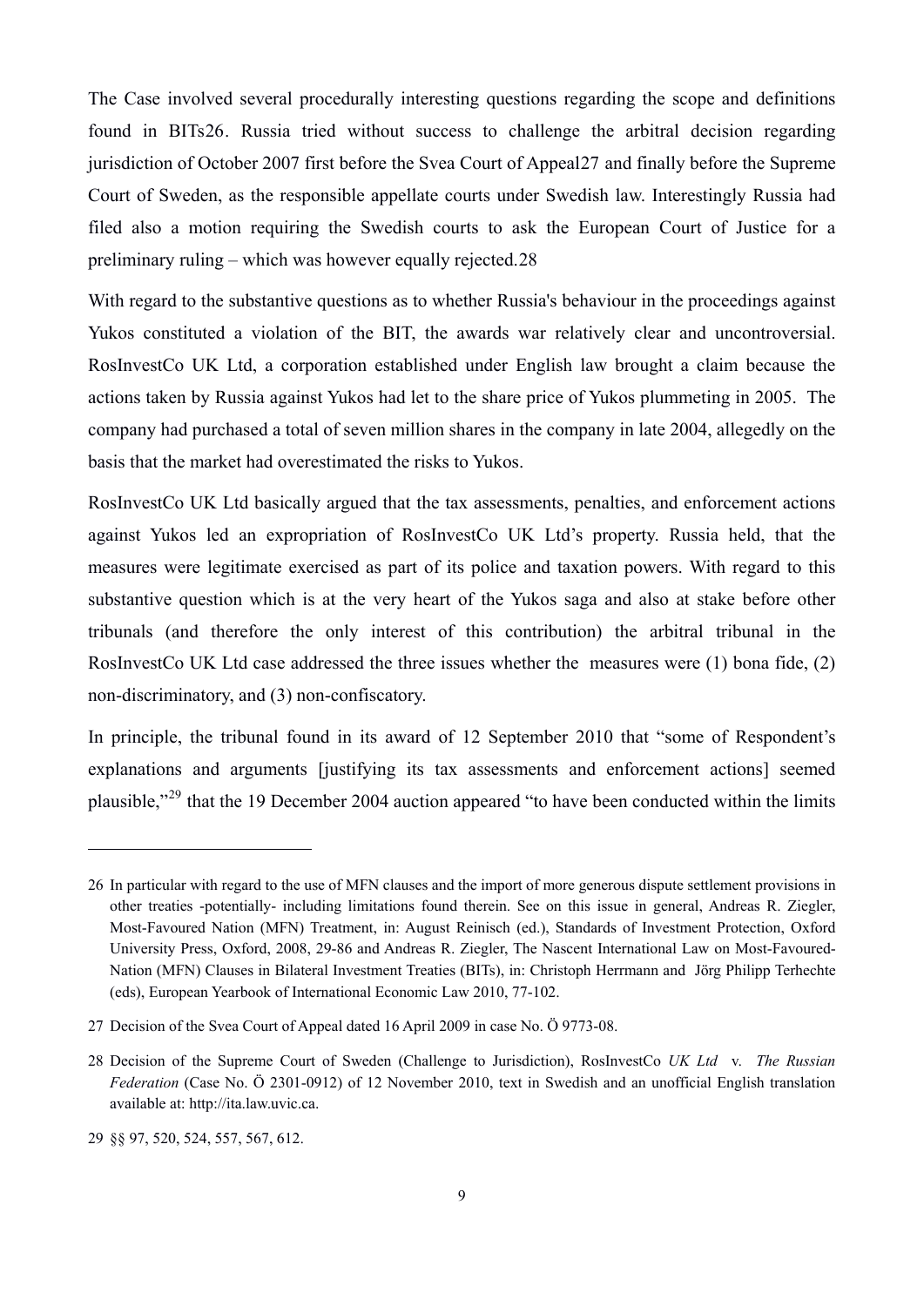The Case involved several procedurally interesting questions regarding the scope and definitions found in BITs[26]. Russia tried without success to challenge the arbitral decision regarding jurisdiction of October 2007 first before the Svea Court of Appeal[27] and finally before the Supreme Court of Sweden, as the responsible appellate courts under Swedish law. Interestingly Russia had filed also a motion requiring the Swedish courts to ask the European Court of Justice for a preliminary ruling – which was however equally rejected.[28]

With regard to the substantive questions as to whether Russia's behaviour in the proceedings against Yukos constituted a violation of the BIT, the awards war relatively clear and uncontroversial. RosInvestCo UK Ltd, a corporation established under English law brought a claim because the actions taken by Russia against Yukos had let to the share price of Yukos plummeting in 2005. The company had purchased a total of seven million shares in the company in late 2004, allegedly on the basis that the market had overestimated the risks to Yukos.

RosInvestCo UK Ltd basically argued that the tax assessments, penalties, and enforcement actions against Yukos led an expropriation of RosInvestCo UK Ltd's property. Russia held, that the measures were legitimate exercised as part of its police and taxation powers. With regard to this substantive question which is at the very heart of the Yukos saga and also at stake before other tribunals (and therefore the only interest of this contribution) the arbitral tribunal in the RosInvestCo UK Ltd case addressed the three issues whether the measures were (1) bona fide, (2) non-discriminatory, and (3) non-confiscatory.

In principle, the tribunal found in its award of 12 September 2010 that "some of Respondent's explanations and arguments [justifying its tax assessments and enforcement actions] seemed plausible,"[29] that the 19 December 2004 auction appeared "to have been conducted within the limits

---

26 In particular with regard to the use of MFN clauses and the import of more generous dispute settlement provisions in other treaties -potentially- including limitations found therein. See on this issue in general, Andreas R. Ziegler, Most-Favoured Nation (MFN) Treatment, in: August Reinisch (ed.), Standards of Investment Protection, Oxford University Press, Oxford, 2008, 29-86 and Andreas R. Ziegler, The Nascent International Law on Most-Favoured-Nation (MFN) Clauses in Bilateral Investment Treaties (BITs), in: Christoph Herrmann and Jörg Philipp Terhechte (eds), European Yearbook of International Economic Law 2010, 77-102.

27 Decision of the Svea Court of Appeal dated 16 April 2009 in case No. Ö 9773-08.

28 Decision of the Supreme Court of Sweden (Challenge to Jurisdiction), RosInvestCo *UK Ltd* v. *The Russian Federation* (Case No. Ö 2301-0912) of 12 November 2010, text in Swedish and an unofficial English translation available at: http://ita.law.uvic.ca.

29 §§ 97, 520, 524, 557, 567, 612.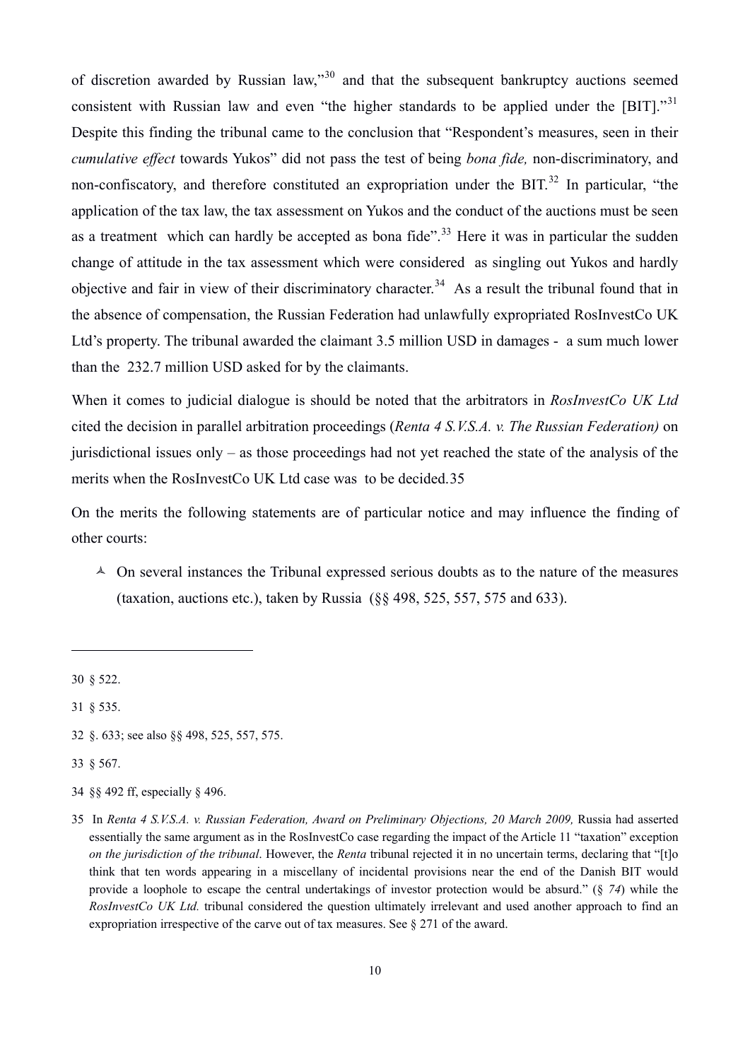of discretion awarded by Russian law,"[30] and that the subsequent bankruptcy auctions seemed consistent with Russian law and even "the higher standards to be applied under the [BIT]."[31] Despite this finding the tribunal came to the conclusion that "Respondent's measures, seen in their *cumulative effect* towards Yukos" did not pass the test of being *bona fide,* non-discriminatory, and non-confiscatory, and therefore constituted an expropriation under the BIT.[32] In particular, "the application of the tax law, the tax assessment on Yukos and the conduct of the auctions must be seen as a treatment which can hardly be accepted as bona fide".[33] Here it was in particular the sudden change of attitude in the tax assessment which were considered as singling out Yukos and hardly objective and fair in view of their discriminatory character.[34] As a result the tribunal found that in the absence of compensation, the Russian Federation had unlawfully expropriated RosInvestCo UK Ltd's property. The tribunal awarded the claimant 3.5 million USD in damages - a sum much lower than the 232.7 million USD asked for by the claimants.

When it comes to judicial dialogue is should be noted that the arbitrators in *RosInvestCo UK Ltd* cited the decision in parallel arbitration proceedings (*Renta 4 S.V.S.A. v. The Russian Federation)* on jurisdictional issues only – as those proceedings had not yet reached the state of the analysis of the merits when the RosInvestCo UK Ltd case was to be decided.35

On the merits the following statements are of particular notice and may influence the finding of other courts:

- On several instances the Tribunal expressed serious doubts as to the nature of the measures (taxation, auctions etc.), taken by Russia (§§ 498, 525, 557, 575 and 633).

---

30 § 522.

31 § 535.

32 §. 633; see also §§ 498, 525, 557, 575.

33 § 567.

34 §§ 492 ff, especially § 496.

35 In *Renta 4 S.V.S.A. v. Russian Federation, Award on Preliminary Objections, 20 March 2009,* Russia had asserted essentially the same argument as in the RosInvestCo case regarding the impact of the Article 11 "taxation" exception *on the jurisdiction of the tribunal*. However, the *Renta* tribunal rejected it in no uncertain terms, declaring that "[t]o think that ten words appearing in a miscellany of incidental provisions near the end of the Danish BIT would provide a loophole to escape the central undertakings of investor protection would be absurd." (§ *74*) while the *RosInvestCo UK Ltd.* tribunal considered the question ultimately irrelevant and used another approach to find an expropriation irrespective of the carve out of tax measures. See § 271 of the award.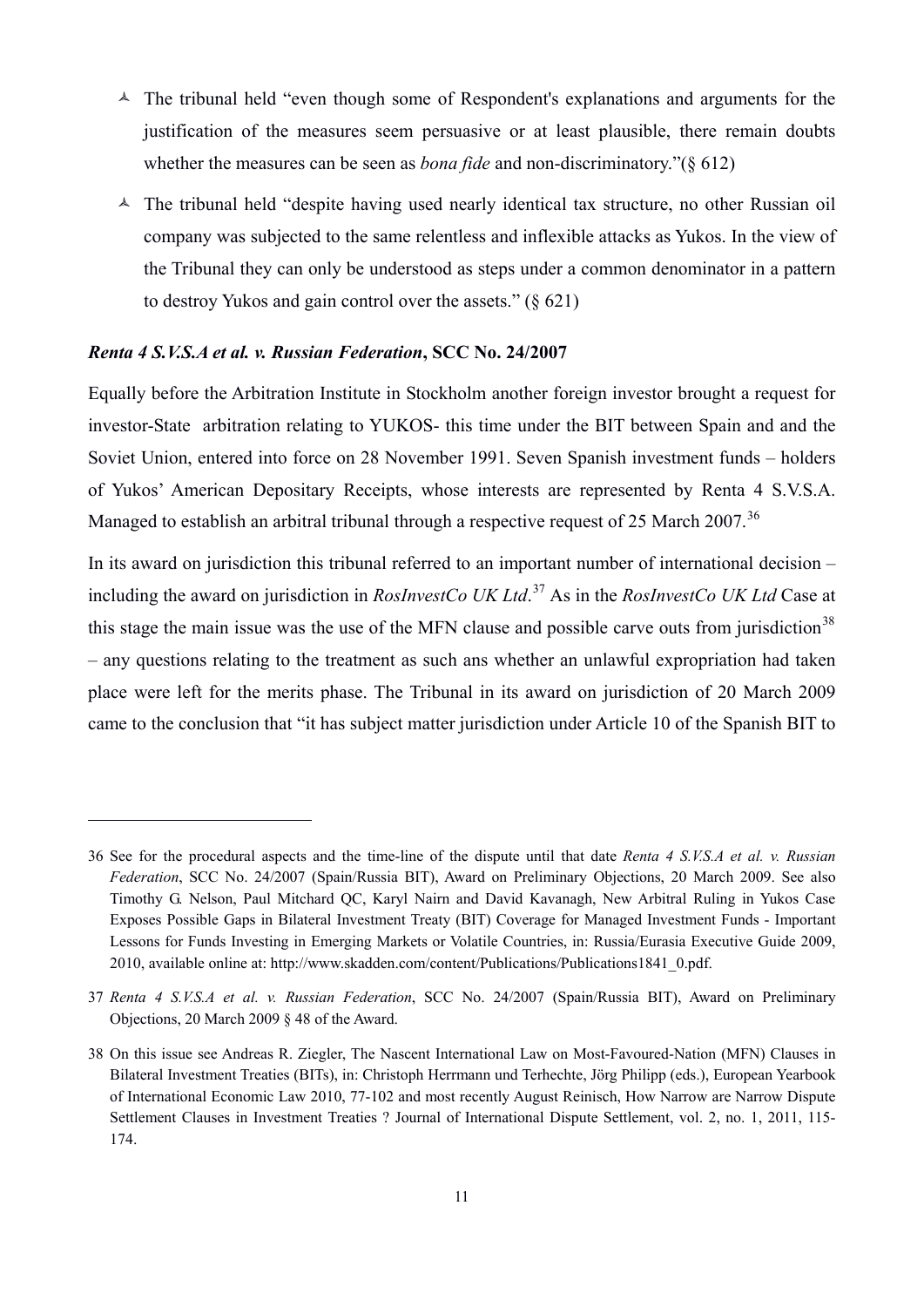- The tribunal held "even though some of Respondent's explanations and arguments for the justification of the measures seem persuasive or at least plausible, there remain doubts whether the measures can be seen as *bona fide* and non-discriminatory."(§ 612)
- The tribunal held "despite having used nearly identical tax structure, no other Russian oil company was subjected to the same relentless and inflexible attacks as Yukos. In the view of the Tribunal they can only be understood as steps under a common denominator in a pattern to destroy Yukos and gain control over the assets." (§ 621)

### *Renta 4 S.V.S.A et al. v. Russian Federation*, SCC No. 24/2007

Equally before the Arbitration Institute in Stockholm another foreign investor brought a request for investor-State arbitration relating to YUKOS- this time under the BIT between Spain and and the Soviet Union, entered into force on 28 November 1991. Seven Spanish investment funds – holders of Yukos' American Depositary Receipts, whose interests are represented by Renta 4 S.V.S.A. Managed to establish an arbitral tribunal through a respective request of 25 March 2007.[36]

In its award on jurisdiction this tribunal referred to an important number of international decision – including the award on jurisdiction in *RosInvestCo UK Ltd*.[37] As in the *RosInvestCo UK Ltd* Case at this stage the main issue was the use of the MFN clause and possible carve outs from jurisdiction[38] – any questions relating to the treatment as such ans whether an unlawful expropriation had taken place were left for the merits phase. The Tribunal in its award on jurisdiction of 20 March 2009 came to the conclusion that "it has subject matter jurisdiction under Article 10 of the Spanish BIT to

---

36 See for the procedural aspects and the time-line of the dispute until that date *Renta 4 S.V.S.A et al. v. Russian Federation*, SCC No. 24/2007 (Spain/Russia BIT), Award on Preliminary Objections, 20 March 2009. See also Timothy G. Nelson, Paul Mitchard QC, Karyl Nairn and David Kavanagh, New Arbitral Ruling in Yukos Case Exposes Possible Gaps in Bilateral Investment Treaty (BIT) Coverage for Managed Investment Funds - Important Lessons for Funds Investing in Emerging Markets or Volatile Countries, in: Russia/Eurasia Executive Guide 2009, 2010, available online at: http://www.skadden.com/content/Publications/Publications1841_0.pdf.

37 *Renta 4 S.V.S.A et al. v. Russian Federation*, SCC No. 24/2007 (Spain/Russia BIT), Award on Preliminary Objections, 20 March 2009 § 48 of the Award.

38 On this issue see Andreas R. Ziegler, The Nascent International Law on Most-Favoured-Nation (MFN) Clauses in Bilateral Investment Treaties (BITs), in: Christoph Herrmann und Terhechte, Jörg Philipp (eds.), European Yearbook of International Economic Law 2010, 77-102 and most recently August Reinisch, How Narrow are Narrow Dispute Settlement Clauses in Investment Treaties ? Journal of International Dispute Settlement, vol. 2, no. 1, 2011, 115-174.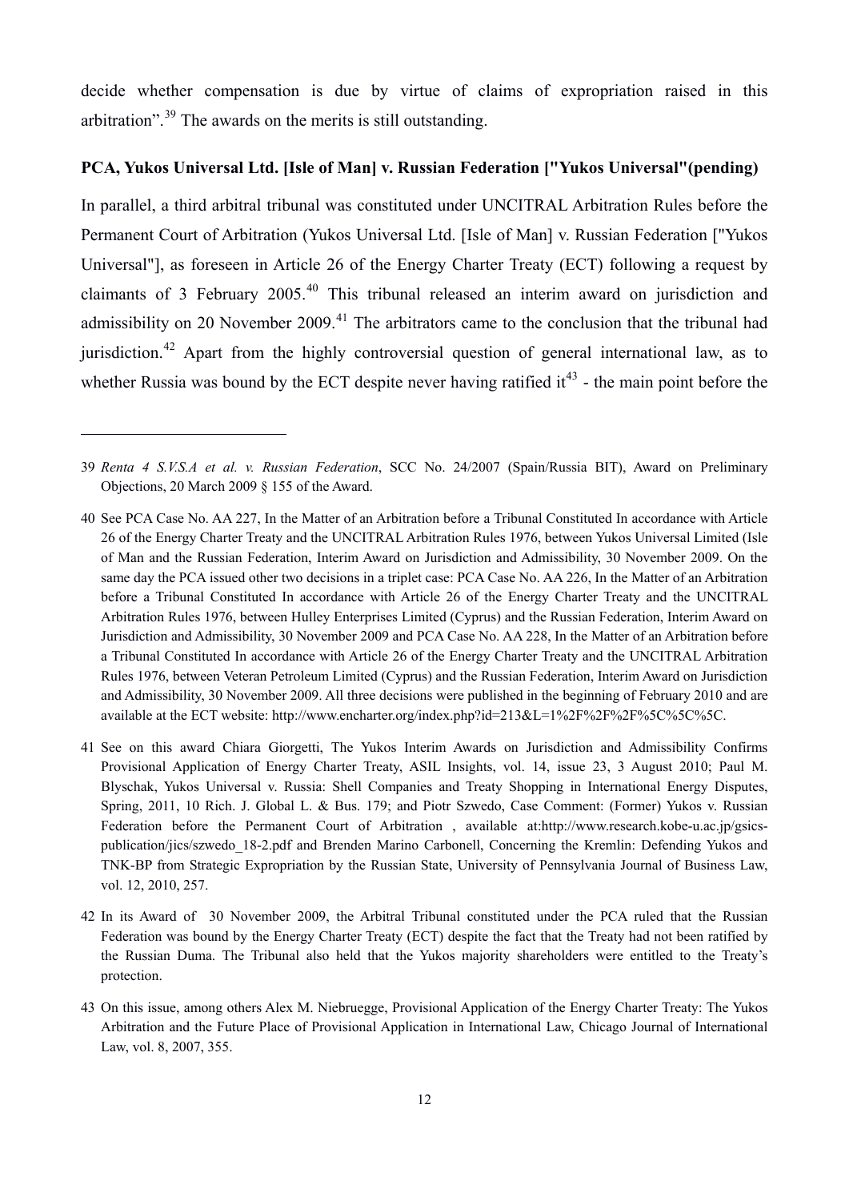decide whether compensation is due by virtue of claims of expropriation raised in this arbitration".[39] The awards on the merits is still outstanding.

**PCA, Yukos Universal Ltd. [Isle of Man] v. Russian Federation ["Yukos Universal"(pending)**

In parallel, a third arbitral tribunal was constituted under UNCITRAL Arbitration Rules before the Permanent Court of Arbitration (Yukos Universal Ltd. [Isle of Man] v. Russian Federation ["Yukos Universal"], as foreseen in Article 26 of the Energy Charter Treaty (ECT) following a request by claimants of 3 February 2005.[40] This tribunal released an interim award on jurisdiction and admissibility on 20 November 2009.[41] The arbitrators came to the conclusion that the tribunal had jurisdiction.[42] Apart from the highly controversial question of general international law, as to whether Russia was bound by the ECT despite never having ratified it[43] - the main point before the

---

39 *Renta 4 S.V.S.A et al. v. Russian Federation*, SCC No. 24/2007 (Spain/Russia BIT), Award on Preliminary Objections, 20 March 2009 § 155 of the Award.

40 See PCA Case No. AA 227, In the Matter of an Arbitration before a Tribunal Constituted In accordance with Article 26 of the Energy Charter Treaty and the UNCITRAL Arbitration Rules 1976, between Yukos Universal Limited (Isle of Man and the Russian Federation, Interim Award on Jurisdiction and Admissibility, 30 November 2009. On the same day the PCA issued other two decisions in a triplet case: PCA Case No. AA 226, In the Matter of an Arbitration before a Tribunal Constituted In accordance with Article 26 of the Energy Charter Treaty and the UNCITRAL Arbitration Rules 1976, between Hulley Enterprises Limited (Cyprus) and the Russian Federation, Interim Award on Jurisdiction and Admissibility, 30 November 2009 and PCA Case No. AA 228, In the Matter of an Arbitration before a Tribunal Constituted In accordance with Article 26 of the Energy Charter Treaty and the UNCITRAL Arbitration Rules 1976, between Veteran Petroleum Limited (Cyprus) and the Russian Federation, Interim Award on Jurisdiction and Admissibility, 30 November 2009. All three decisions were published in the beginning of February 2010 and are available at the ECT website: http://www.encharter.org/index.php?id=213&L=1%2F%2F%2F%5C%5C%5C.

41 See on this award Chiara Giorgetti, The Yukos Interim Awards on Jurisdiction and Admissibility Confirms Provisional Application of Energy Charter Treaty, ASIL Insights, vol. 14, issue 23, 3 August 2010; Paul M. Blyschak, Yukos Universal v. Russia: Shell Companies and Treaty Shopping in International Energy Disputes, Spring, 2011, 10 Rich. J. Global L. & Bus. 179; and Piotr Szwedo, Case Comment: (Former) Yukos v. Russian Federation before the Permanent Court of Arbitration , available at:http://www.research.kobe-u.ac.jp/gsics-publication/jics/szwedo_18-2.pdf and Brenden Marino Carbonell, Concerning the Kremlin: Defending Yukos and TNK-BP from Strategic Expropriation by the Russian State, University of Pennsylvania Journal of Business Law, vol. 12, 2010, 257.

42 In its Award of 30 November 2009, the Arbitral Tribunal constituted under the PCA ruled that the Russian Federation was bound by the Energy Charter Treaty (ECT) despite the fact that the Treaty had not been ratified by the Russian Duma. The Tribunal also held that the Yukos majority shareholders were entitled to the Treaty's protection.

43 On this issue, among others Alex M. Niebruegge, Provisional Application of the Energy Charter Treaty: The Yukos Arbitration and the Future Place of Provisional Application in International Law, Chicago Journal of International Law, vol. 8, 2007, 355.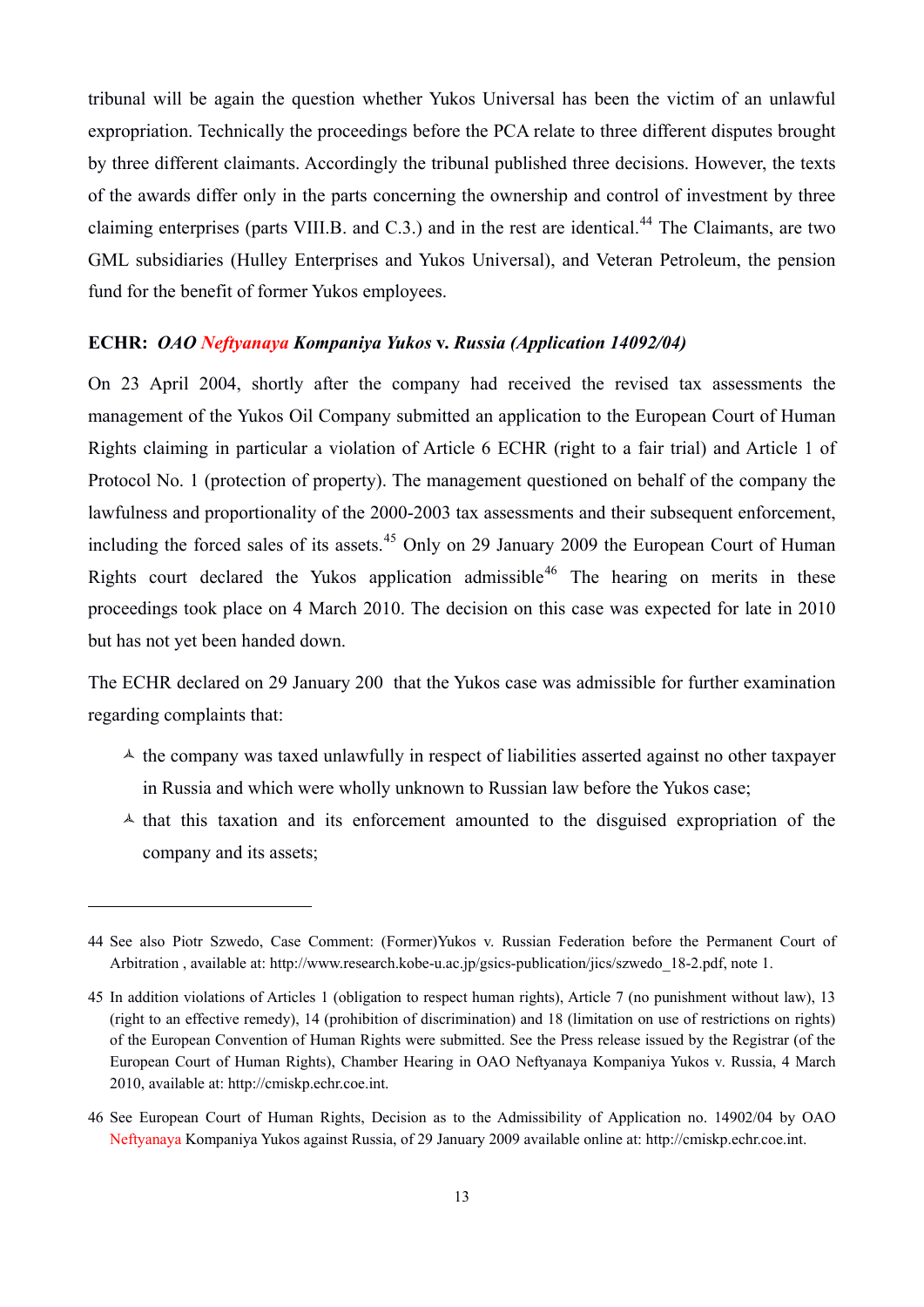tribunal will be again the question whether Yukos Universal has been the victim of an unlawful expropriation. Technically the proceedings before the PCA relate to three different disputes brought by three different claimants. Accordingly the tribunal published three decisions. However, the texts of the awards differ only in the parts concerning the ownership and control of investment by three claiming enterprises (parts VIII.B. and C.3.) and in the rest are identical.[44] The Claimants, are two GML subsidiaries (Hulley Enterprises and Yukos Universal), and Veteran Petroleum, the pension fund for the benefit of former Yukos employees.

**ECHR: *OAO Neftyanaya Kompaniya Yukos* v. *Russia (Application 14092/04)***

On 23 April 2004, shortly after the company had received the revised tax assessments the management of the Yukos Oil Company submitted an application to the European Court of Human Rights claiming in particular a violation of Article 6 ECHR (right to a fair trial) and Article 1 of Protocol No. 1 (protection of property). The management questioned on behalf of the company the lawfulness and proportionality of the 2000-2003 tax assessments and their subsequent enforcement, including the forced sales of its assets.[45] Only on 29 January 2009 the European Court of Human Rights court declared the Yukos application admissible[46] The hearing on merits in these proceedings took place on 4 March 2010. The decision on this case was expected for late in 2010 but has not yet been handed down.

The ECHR declared on 29 January 200  that the Yukos case was admissible for further examination regarding complaints that:

- the company was taxed unlawfully in respect of liabilities asserted against no other taxpayer in Russia and which were wholly unknown to Russian law before the Yukos case;
- that this taxation and its enforcement amounted to the disguised expropriation of the company and its assets;

---

44 See also Piotr Szwedo, Case Comment: (Former)Yukos v. Russian Federation before the Permanent Court of Arbitration , available at: http://www.research.kobe-u.ac.jp/gsics-publication/jics/szwedo_18-2.pdf, note 1.

45 In addition violations of Articles 1 (obligation to respect human rights), Article 7 (no punishment without law), 13 (right to an effective remedy), 14 (prohibition of discrimination) and 18 (limitation on use of restrictions on rights) of the European Convention of Human Rights were submitted. See the Press release issued by the Registrar (of the European Court of Human Rights), Chamber Hearing in OAO Neftyanaya Kompaniya Yukos v. Russia, 4 March 2010, available at: http://cmiskp.echr.coe.int.

46 See European Court of Human Rights, Decision as to the Admissibility of Application no. 14902/04 by OAO Neftyanaya Kompaniya Yukos against Russia, of 29 January 2009 available online at: http://cmiskp.echr.coe.int.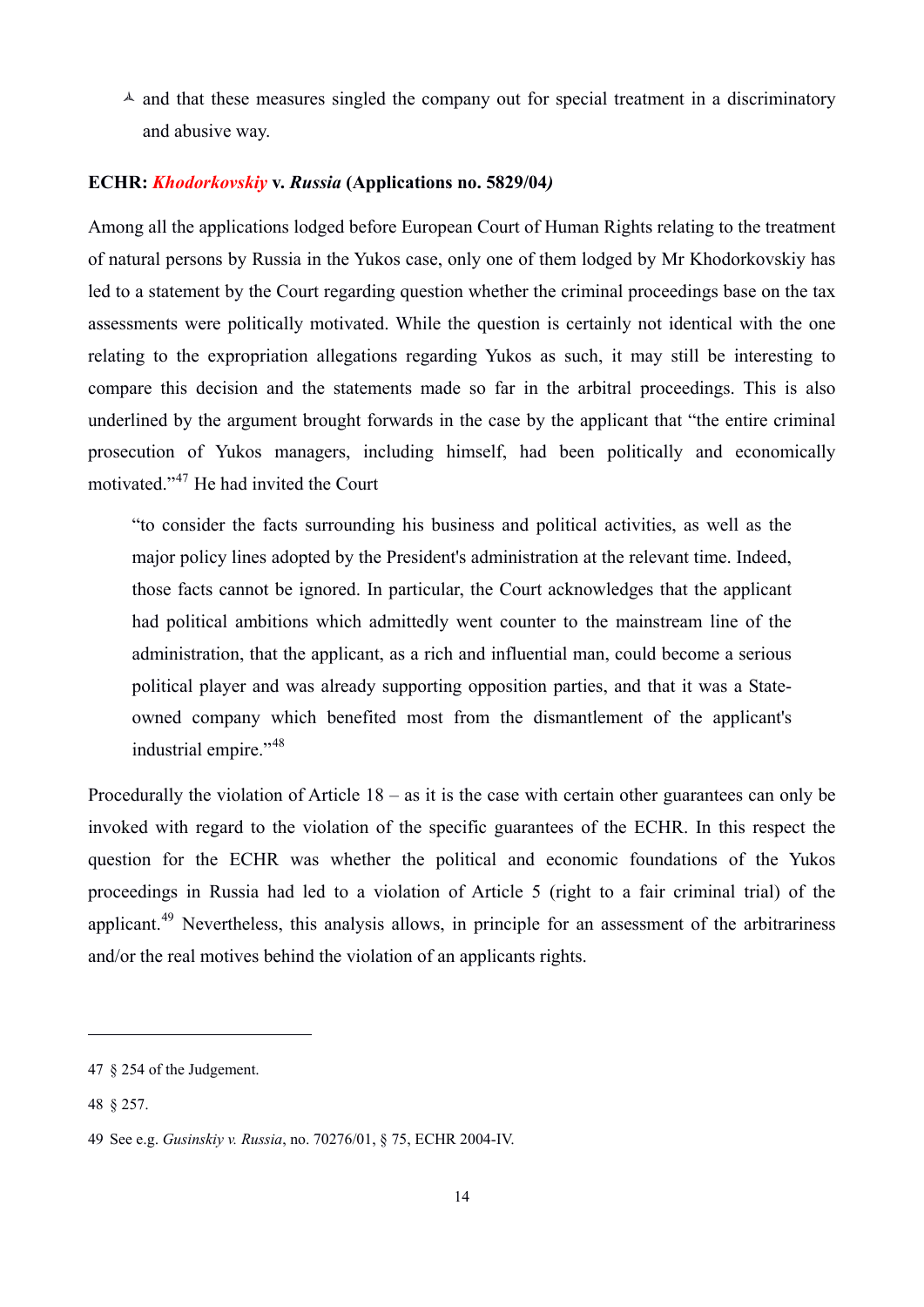- and that these measures singled the company out for special treatment in a discriminatory and abusive way.

**ECHR: *Khodorkovskiy* v. *Russia* (Applications no. 5829/04*)***

Among all the applications lodged before European Court of Human Rights relating to the treatment of natural persons by Russia in the Yukos case, only one of them lodged by Mr Khodorkovskiy has led to a statement by the Court regarding question whether the criminal proceedings base on the tax assessments were politically motivated. While the question is certainly not identical with the one relating to the expropriation allegations regarding Yukos as such, it may still be interesting to compare this decision and the statements made so far in the arbitral proceedings. This is also underlined by the argument brought forwards in the case by the applicant that "the entire criminal prosecution of Yukos managers, including himself, had been politically and economically motivated."[47] He had invited the Court

> "to consider the facts surrounding his business and political activities, as well as the major policy lines adopted by the President's administration at the relevant time. Indeed, those facts cannot be ignored. In particular, the Court acknowledges that the applicant had political ambitions which admittedly went counter to the mainstream line of the administration, that the applicant, as a rich and influential man, could become a serious political player and was already supporting opposition parties, and that it was a State-owned company which benefited most from the dismantlement of the applicant's industrial empire."[48]

Procedurally the violation of Article 18 – as it is the case with certain other guarantees can only be invoked with regard to the violation of the specific guarantees of the ECHR. In this respect the question for the ECHR was whether the political and economic foundations of the Yukos proceedings in Russia had led to a violation of Article 5 (right to a fair criminal trial) of the applicant.[49] Nevertheless, this analysis allows, in principle for an assessment of the arbitrariness and/or the real motives behind the violation of an applicants rights.

---

47 § 254 of the Judgement.

48 § 257.

49 See e.g. *Gusinskiy v. Russia*, no. 70276/01, § 75, ECHR 2004-IV.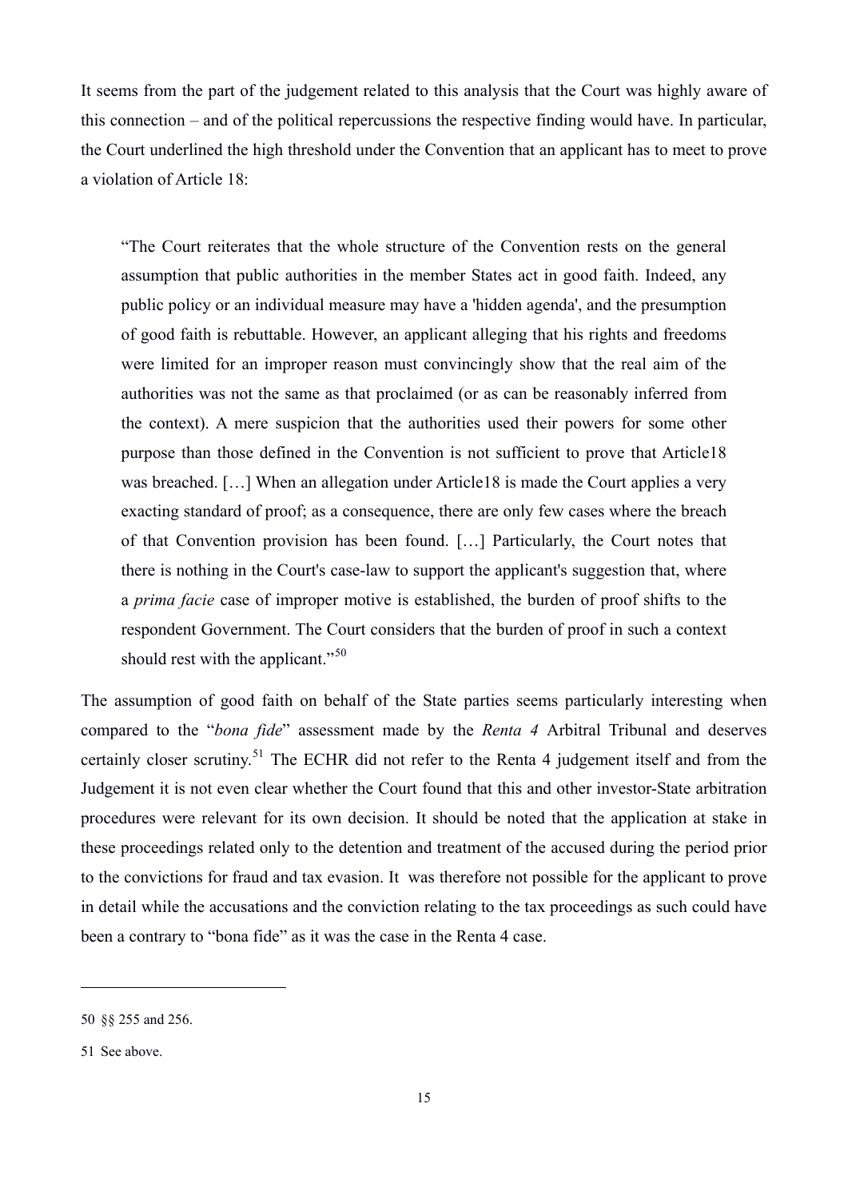It seems from the part of the judgement related to this analysis that the Court was highly aware of this connection – and of the political repercussions the respective finding would have. In particular, the Court underlined the high threshold under the Convention that an applicant has to meet to prove a violation of Article 18:

> "The Court reiterates that the whole structure of the Convention rests on the general assumption that public authorities in the member States act in good faith. Indeed, any public policy or an individual measure may have a 'hidden agenda', and the presumption of good faith is rebuttable. However, an applicant alleging that his rights and freedoms were limited for an improper reason must convincingly show that the real aim of the authorities was not the same as that proclaimed (or as can be reasonably inferred from the context). A mere suspicion that the authorities used their powers for some other purpose than those defined in the Convention is not sufficient to prove that Article18 was breached. […] When an allegation under Article18 is made the Court applies a very exacting standard of proof; as a consequence, there are only few cases where the breach of that Convention provision has been found. […] Particularly, the Court notes that there is nothing in the Court's case-law to support the applicant's suggestion that, where a *prima facie* case of improper motive is established, the burden of proof shifts to the respondent Government. The Court considers that the burden of proof in such a context should rest with the applicant."[50]

The assumption of good faith on behalf of the State parties seems particularly interesting when compared to the "*bona fide*" assessment made by the *Renta 4* Arbitral Tribunal and deserves certainly closer scrutiny.[51] The ECHR did not refer to the Renta 4 judgement itself and from the Judgement it is not even clear whether the Court found that this and other investor-State arbitration procedures were relevant for its own decision. It should be noted that the application at stake in these proceedings related only to the detention and treatment of the accused during the period prior to the convictions for fraud and tax evasion. It was therefore not possible for the applicant to prove in detail while the accusations and the conviction relating to the tax proceedings as such could have been a contrary to "bona fide" as it was the case in the Renta 4 case.

---

50 §§ 255 and 256.

51 See above.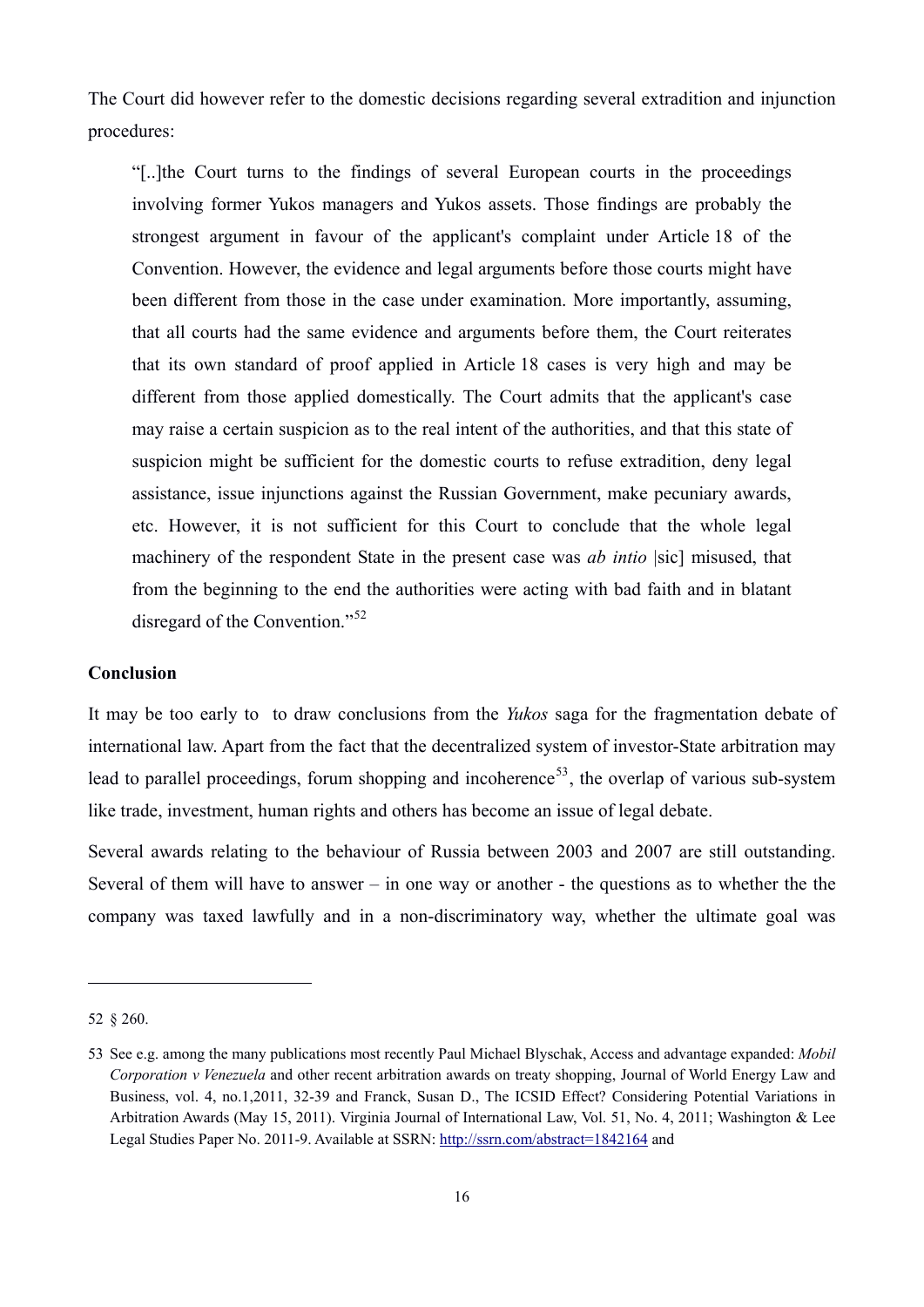The Court did however refer to the domestic decisions regarding several extradition and injunction procedures:

> "[..]the Court turns to the findings of several European courts in the proceedings involving former Yukos managers and Yukos assets. Those findings are probably the strongest argument in favour of the applicant's complaint under Article 18 of the Convention. However, the evidence and legal arguments before those courts might have been different from those in the case under examination. More importantly, assuming, that all courts had the same evidence and arguments before them, the Court reiterates that its own standard of proof applied in Article 18 cases is very high and may be different from those applied domestically. The Court admits that the applicant's case may raise a certain suspicion as to the real intent of the authorities, and that this state of suspicion might be sufficient for the domestic courts to refuse extradition, deny legal assistance, issue injunctions against the Russian Government, make pecuniary awards, etc. However, it is not sufficient for this Court to conclude that the whole legal machinery of the respondent State in the present case was *ab intio* |sic] misused, that from the beginning to the end the authorities were acting with bad faith and in blatant disregard of the Convention."[52]

**Conclusion**

It may be too early to  to draw conclusions from the *Yukos* saga for the fragmentation debate of international law. Apart from the fact that the decentralized system of investor-State arbitration may lead to parallel proceedings, forum shopping and incoherence[53], the overlap of various sub-system like trade, investment, human rights and others has become an issue of legal debate.

Several awards relating to the behaviour of Russia between 2003 and 2007 are still outstanding. Several of them will have to answer – in one way or another - the questions as to whether the the company was taxed lawfully and in a non-discriminatory way, whether the ultimate goal was

---

52 § 260.

53 See e.g. among the many publications most recently Paul Michael Blyschak, Access and advantage expanded: *Mobil Corporation v Venezuela* and other recent arbitration awards on treaty shopping, Journal of World Energy Law and Business, vol. 4, no.1,2011, 32-39 and Franck, Susan D., The ICSID Effect? Considering Potential Variations in Arbitration Awards (May 15, 2011). Virginia Journal of International Law, Vol. 51, No. 4, 2011; Washington & Lee Legal Studies Paper No. 2011-9. Available at SSRN: http://ssrn.com/abstract=1842164 and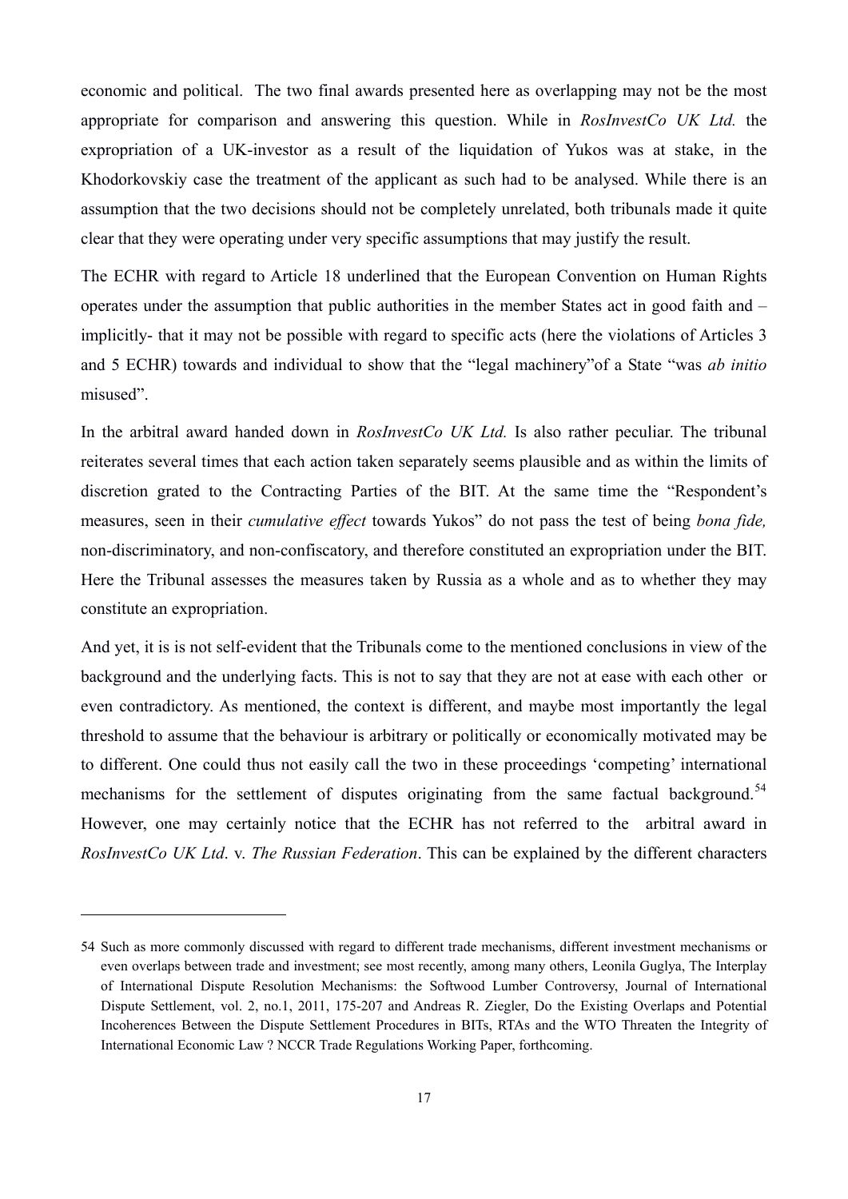economic and political. The two final awards presented here as overlapping may not be the most appropriate for comparison and answering this question. While in *RosInvestCo UK Ltd.* the expropriation of a UK-investor as a result of the liquidation of Yukos was at stake, in the Khodorkovskiy case the treatment of the applicant as such had to be analysed. While there is an assumption that the two decisions should not be completely unrelated, both tribunals made it quite clear that they were operating under very specific assumptions that may justify the result.

The ECHR with regard to Article 18 underlined that the European Convention on Human Rights operates under the assumption that public authorities in the member States act in good faith and – implicitly- that it may not be possible with regard to specific acts (here the violations of Articles 3 and 5 ECHR) towards and individual to show that the "legal machinery"of a State "was *ab initio* misused".

In the arbitral award handed down in *RosInvestCo UK Ltd.* Is also rather peculiar. The tribunal reiterates several times that each action taken separately seems plausible and as within the limits of discretion grated to the Contracting Parties of the BIT. At the same time the "Respondent's measures, seen in their *cumulative effect* towards Yukos" do not pass the test of being *bona fide,* non-discriminatory, and non-confiscatory, and therefore constituted an expropriation under the BIT. Here the Tribunal assesses the measures taken by Russia as a whole and as to whether they may constitute an expropriation.

And yet, it is is not self-evident that the Tribunals come to the mentioned conclusions in view of the background and the underlying facts. This is not to say that they are not at ease with each other or even contradictory. As mentioned, the context is different, and maybe most importantly the legal threshold to assume that the behaviour is arbitrary or politically or economically motivated may be to different. One could thus not easily call the two in these proceedings 'competing' international mechanisms for the settlement of disputes originating from the same factual background.[54] However, one may certainly notice that the ECHR has not referred to the arbitral award in *RosInvestCo UK Ltd*. v. *The Russian Federation*. This can be explained by the different characters

---

54 Such as more commonly discussed with regard to different trade mechanisms, different investment mechanisms or even overlaps between trade and investment; see most recently, among many others, Leonila Guglya, The Interplay of International Dispute Resolution Mechanisms: the Softwood Lumber Controversy, Journal of International Dispute Settlement, vol. 2, no.1, 2011, 175-207 and Andreas R. Ziegler, Do the Existing Overlaps and Potential Incoherences Between the Dispute Settlement Procedures in BITs, RTAs and the WTO Threaten the Integrity of International Economic Law ? NCCR Trade Regulations Working Paper, forthcoming.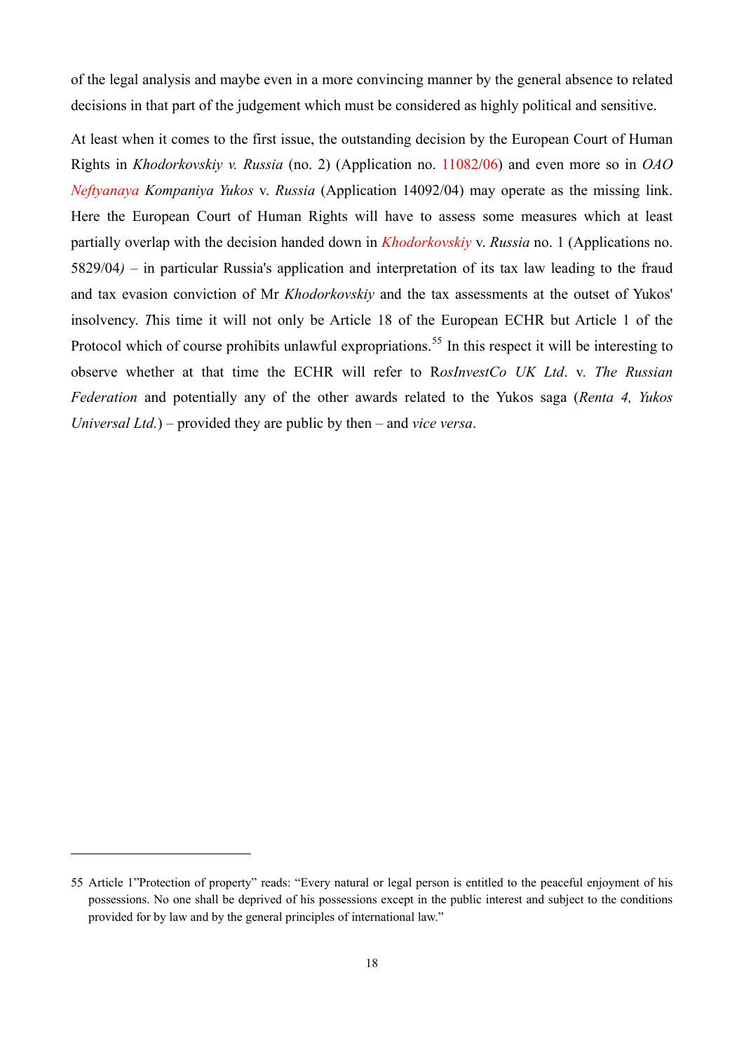of the legal analysis and maybe even in a more convincing manner by the general absence to related decisions in that part of the judgement which must be considered as highly political and sensitive.

At least when it comes to the first issue, the outstanding decision by the European Court of Human Rights in *Khodorkovskiy v. Russia* (no. 2) (Application no. 11082/06) and even more so in *OAO Neftyanaya Kompaniya Yukos* v. *Russia* (Application 14092/04) may operate as the missing link. Here the European Court of Human Rights will have to assess some measures which at least partially overlap with the decision handed down in *Khodorkovskiy* v. *Russia* no. 1 (Applications no. 5829/04*)* – in particular Russia's application and interpretation of its tax law leading to the fraud and tax evasion conviction of Mr *Khodorkovskiy* and the tax assessments at the outset of Yukos' insolvency. *T*his time it will not only be Article 18 of the European ECHR but Article 1 of the Protocol which of course prohibits unlawful expropriations.[55] In this respect it will be interesting to observe whether at that time the ECHR will refer to R*osInvestCo UK Ltd*. v. *The Russian Federation* and potentially any of the other awards related to the Yukos saga (*Renta 4, Yukos Universal Ltd.*) – provided they are public by then – and *vice versa*.

---

55 Article 1"Protection of property" reads: "Every natural or legal person is entitled to the peaceful enjoyment of his possessions. No one shall be deprived of his possessions except in the public interest and subject to the conditions provided for by law and by the general principles of international law."